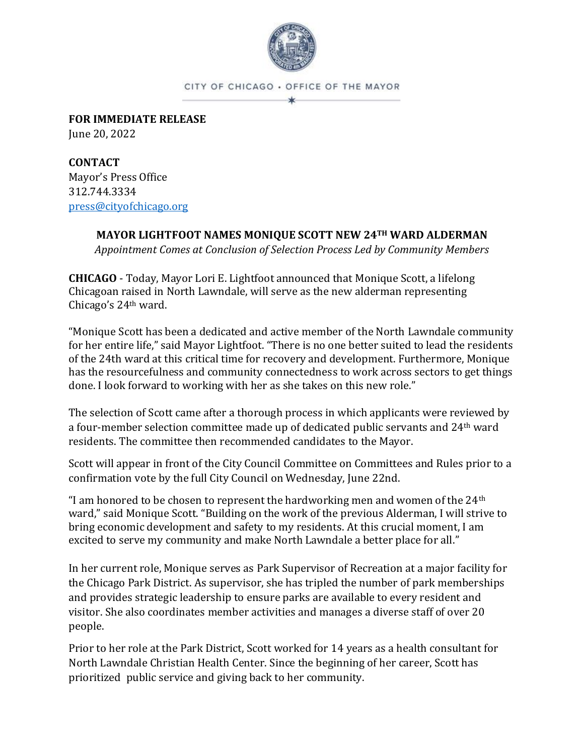CITY OF CHICAGO • OFFICE OF THE MAYOR

**FOR IMMEDIATE RELEASE**
June 20, 2022

**CONTACT**
Mayor's Press Office
312.744.3334
press@cityofchicago.org

## MAYOR LIGHTFOOT NAMES MONIQUE SCOTT NEW 24TH WARD ALDERMAN

*Appointment Comes at Conclusion of Selection Process Led by Community Members*

**CHICAGO** - Today, Mayor Lori E. Lightfoot announced that Monique Scott, a lifelong Chicagoan raised in North Lawndale, will serve as the new alderman representing Chicago's 24th ward.

"Monique Scott has been a dedicated and active member of the North Lawndale community for her entire life," said Mayor Lightfoot. "There is no one better suited to lead the residents of the 24th ward at this critical time for recovery and development. Furthermore, Monique has the resourcefulness and community connectedness to work across sectors to get things done. I look forward to working with her as she takes on this new role."

The selection of Scott came after a thorough process in which applicants were reviewed by a four-member selection committee made up of dedicated public servants and 24th ward residents. The committee then recommended candidates to the Mayor.

Scott will appear in front of the City Council Committee on Committees and Rules prior to a confirmation vote by the full City Council on Wednesday, June 22nd.

"I am honored to be chosen to represent the hardworking men and women of the 24th ward," said Monique Scott. "Building on the work of the previous Alderman, I will strive to bring economic development and safety to my residents. At this crucial moment, I am excited to serve my community and make North Lawndale a better place for all."

In her current role, Monique serves as Park Supervisor of Recreation at a major facility for the Chicago Park District. As supervisor, she has tripled the number of park memberships and provides strategic leadership to ensure parks are available to every resident and visitor. She also coordinates member activities and manages a diverse staff of over 20 people.

Prior to her role at the Park District, Scott worked for 14 years as a health consultant for North Lawndale Christian Health Center. Since the beginning of her career, Scott has prioritized public service and giving back to her community.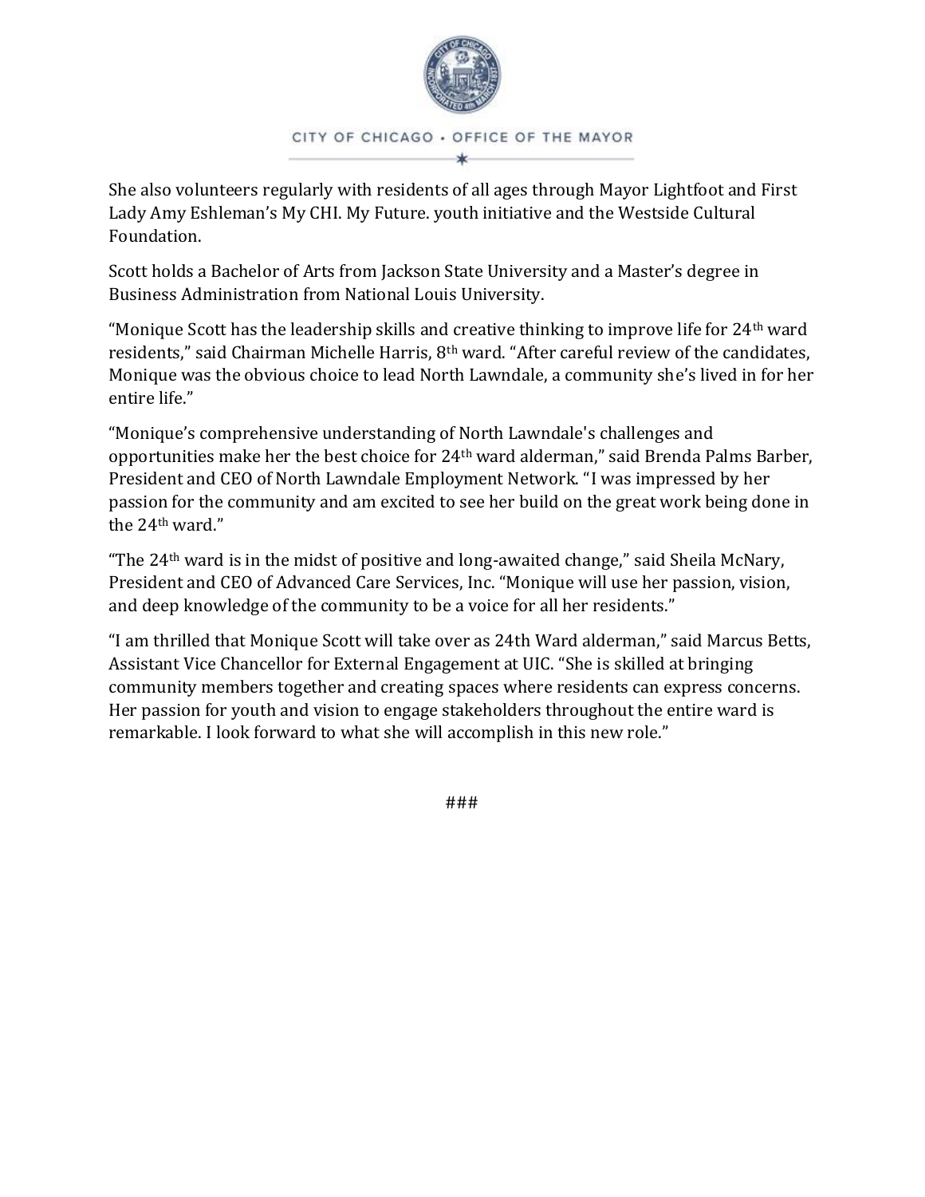She also volunteers regularly with residents of all ages through Mayor Lightfoot and First Lady Amy Eshleman's My CHI. My Future. youth initiative and the Westside Cultural Foundation.

Scott holds a Bachelor of Arts from Jackson State University and a Master's degree in Business Administration from National Louis University.

"Monique Scott has the leadership skills and creative thinking to improve life for 24th ward residents," said Chairman Michelle Harris, 8th ward. "After careful review of the candidates, Monique was the obvious choice to lead North Lawndale, a community she's lived in for her entire life."

"Monique's comprehensive understanding of North Lawndale's challenges and opportunities make her the best choice for 24th ward alderman," said Brenda Palms Barber, President and CEO of North Lawndale Employment Network. "I was impressed by her passion for the community and am excited to see her build on the great work being done in the 24th ward."

"The 24th ward is in the midst of positive and long-awaited change," said Sheila McNary, President and CEO of Advanced Care Services, Inc. "Monique will use her passion, vision, and deep knowledge of the community to be a voice for all her residents."

"I am thrilled that Monique Scott will take over as 24th Ward alderman," said Marcus Betts, Assistant Vice Chancellor for External Engagement at UIC. "She is skilled at bringing community members together and creating spaces where residents can express concerns. Her passion for youth and vision to engage stakeholders throughout the entire ward is remarkable. I look forward to what she will accomplish in this new role."

###